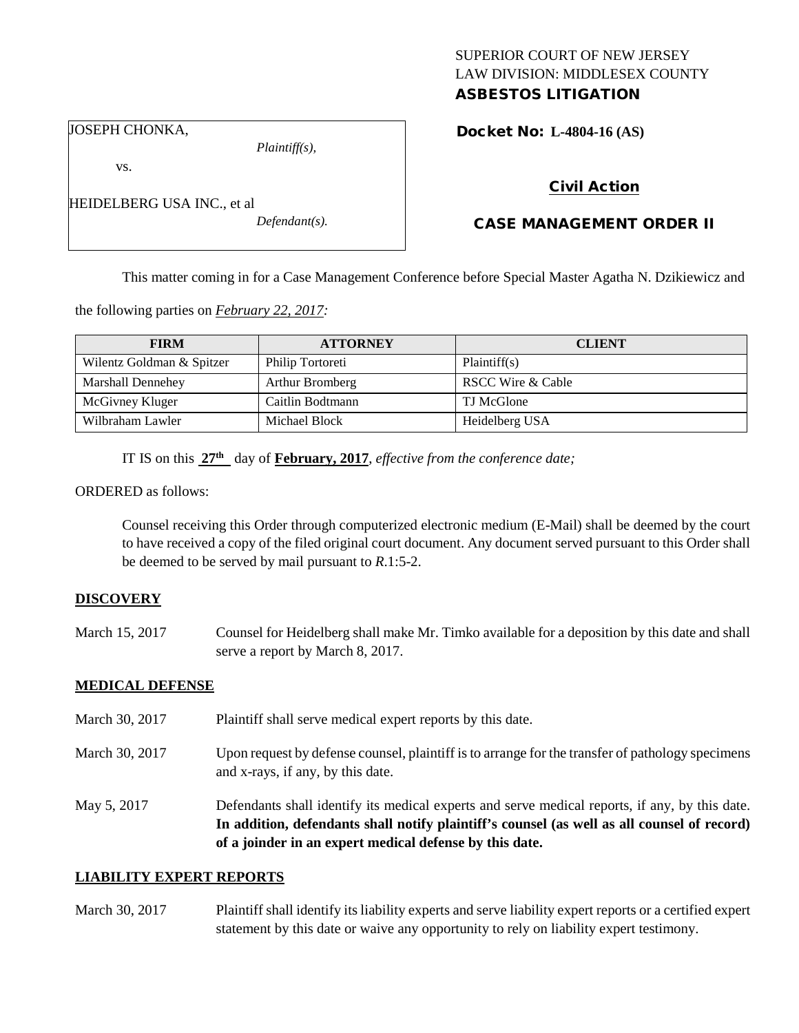SUPERIOR COURT OF NEW JERSEY
LAW DIVISION: MIDDLESEX COUNTY
**ASBESTOS LITIGATION**

JOSEPH CHONKA,
*Plaintiff(s),*

vs.

HEIDELBERG USA INC., et al
*Defendant(s).*

**Docket No: L-4804-16 (AS)**

**Civil Action**

**CASE MANAGEMENT ORDER II**

This matter coming in for a Case Management Conference before Special Master Agatha N. Dzikiewicz and the following parties on *February 22, 2017:*

| FIRM | ATTORNEY | CLIENT |
|---|---|---|
| Wilentz Goldman & Spitzer | Philip Tortoreti | Plaintiff(s) |
| Marshall Dennehey | Arthur Bromberg | RSCC Wire & Cable |
| McGivney Kluger | Caitlin Bodtmann | TJ McGlone |
| Wilbraham Lawler | Michael Block | Heidelberg USA |

IT IS on this **27th** day of **February, 2017**, *effective from the conference date;*

ORDERED as follows:

Counsel receiving this Order through computerized electronic medium (E-Mail) shall be deemed by the court to have received a copy of the filed original court document. Any document served pursuant to this Order shall be deemed to be served by mail pursuant to *R*.1:5-2.

**DISCOVERY**

March 15, 2017 Counsel for Heidelberg shall make Mr. Timko available for a deposition by this date and shall serve a report by March 8, 2017.

**MEDICAL DEFENSE**

March 30, 2017 Plaintiff shall serve medical expert reports by this date.

March 30, 2017 Upon request by defense counsel, plaintiff is to arrange for the transfer of pathology specimens and x-rays, if any, by this date.

May 5, 2017 Defendants shall identify its medical experts and serve medical reports, if any, by this date. **In addition, defendants shall notify plaintiff's counsel (as well as all counsel of record) of a joinder in an expert medical defense by this date.**

**LIABILITY EXPERT REPORTS**

March 30, 2017 Plaintiff shall identify its liability experts and serve liability expert reports or a certified expert statement by this date or waive any opportunity to rely on liability expert testimony.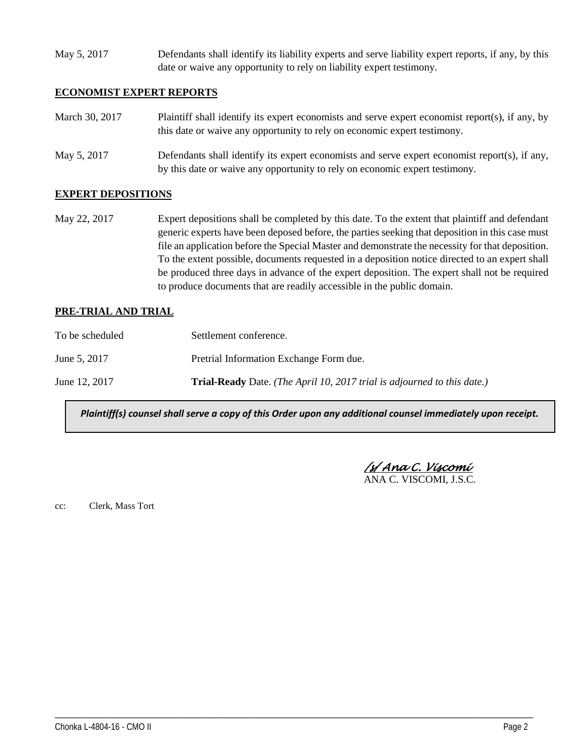May 5, 2017 Defendants shall identify its liability experts and serve liability expert reports, if any, by this date or waive any opportunity to rely on liability expert testimony.

**ECONOMIST EXPERT REPORTS**

March 30, 2017 Plaintiff shall identify its expert economists and serve expert economist report(s), if any, by this date or waive any opportunity to rely on economic expert testimony.

May 5, 2017 Defendants shall identify its expert economists and serve expert economist report(s), if any, by this date or waive any opportunity to rely on economic expert testimony.

**EXPERT DEPOSITIONS**

May 22, 2017 Expert depositions shall be completed by this date. To the extent that plaintiff and defendant generic experts have been deposed before, the parties seeking that deposition in this case must file an application before the Special Master and demonstrate the necessity for that deposition. To the extent possible, documents requested in a deposition notice directed to an expert shall be produced three days in advance of the expert deposition. The expert shall not be required to produce documents that are readily accessible in the public domain.

**PRE-TRIAL AND TRIAL**

To be scheduled Settlement conference.

June 5, 2017 Pretrial Information Exchange Form due.

June 12, 2017 **Trial-Ready** Date. *(The April 10, 2017 trial is adjourned to this date.)*

***Plaintiff(s) counsel shall serve a copy of this Order upon any additional counsel immediately upon receipt.***

*/s/ Ana C. Viscomi*
ANA C. VISCOMI, J.S.C.

cc: Clerk, Mass Tort